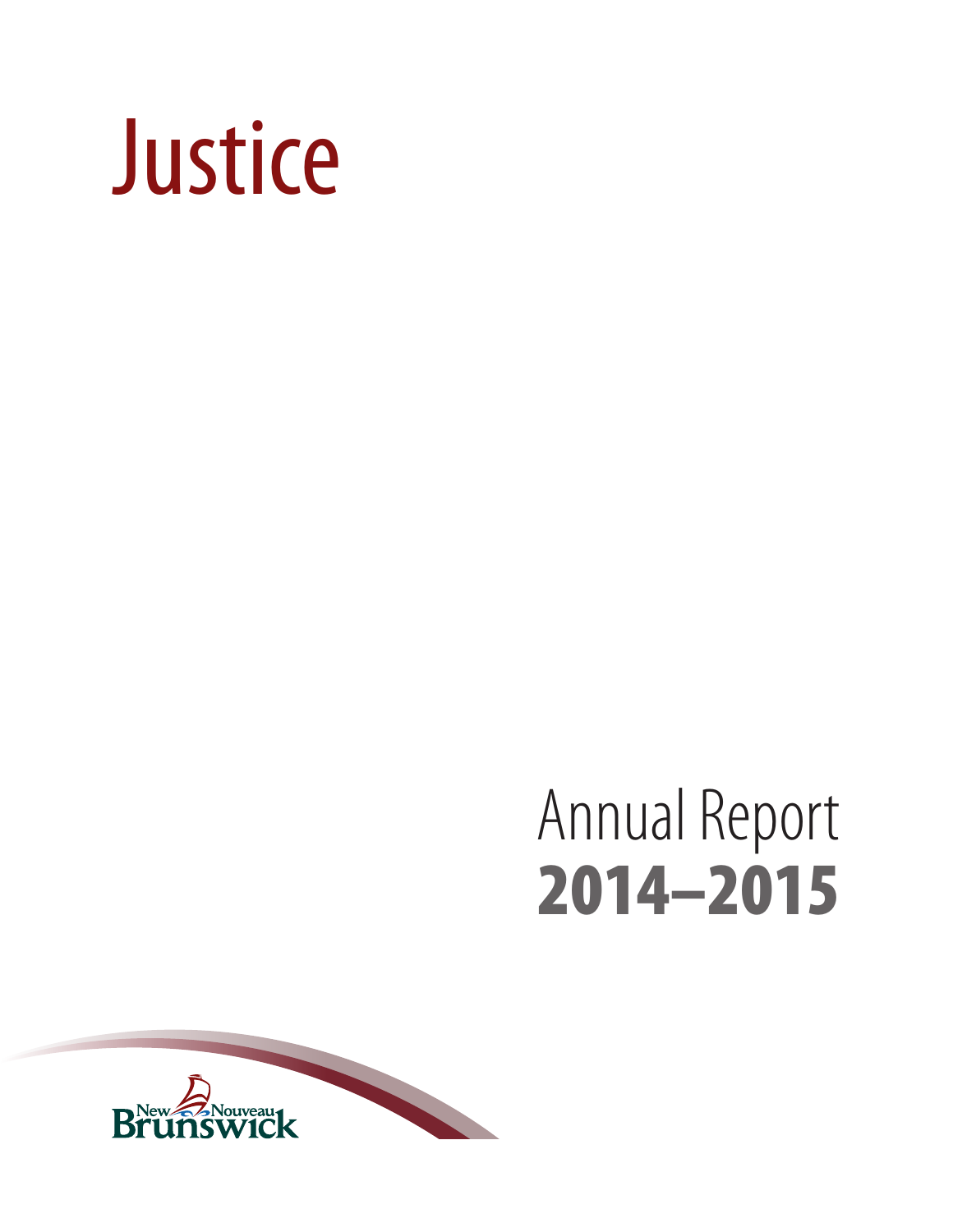# Justice

Annual Report
**2014–2015**

New Nouveau Brunswick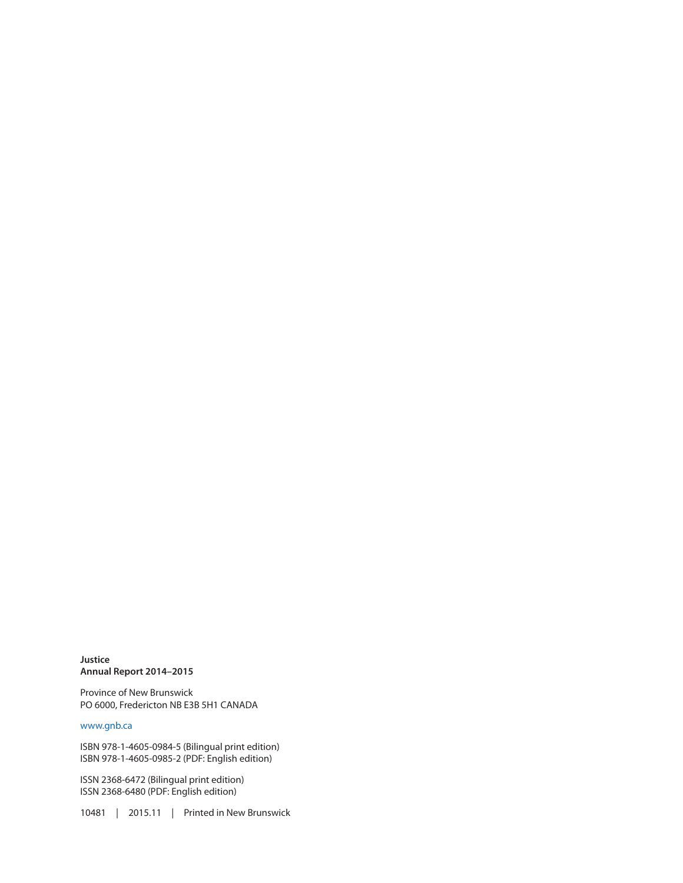**Justice**
**Annual Report 2014–2015**

Province of New Brunswick
PO 6000, Fredericton NB E3B 5H1 CANADA

www.gnb.ca

ISBN 978-1-4605-0984-5 (Bilingual print edition)
ISBN 978-1-4605-0985-2 (PDF: English edition)

ISSN 2368-6472 (Bilingual print edition)
ISSN 2368-6480 (PDF: English edition)

10481 | 2015.11 | Printed in New Brunswick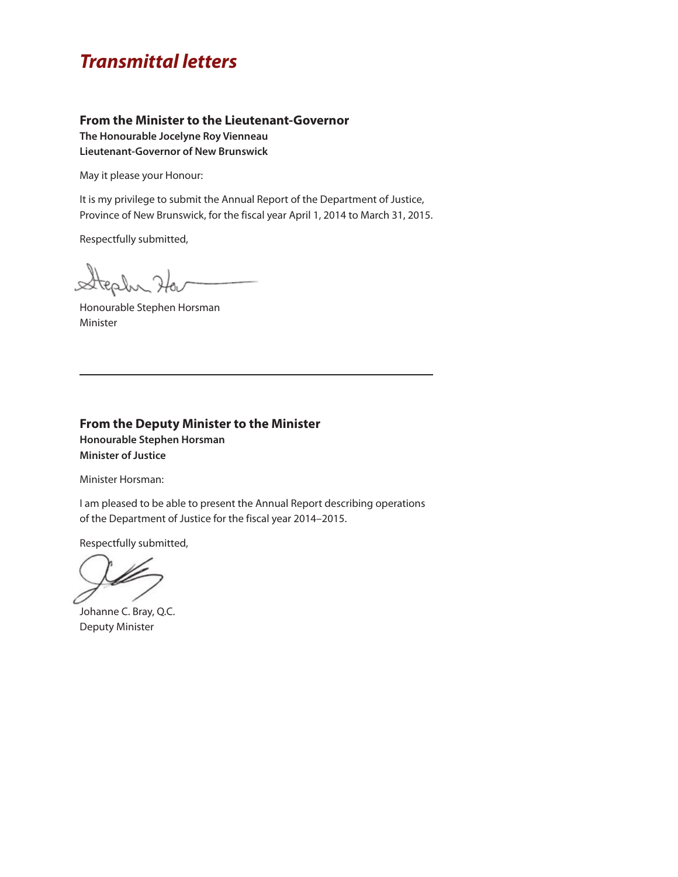# *Transmittal letters*

## From the Minister to the Lieutenant-Governor

**The Honourable Jocelyne Roy Vienneau**
**Lieutenant-Governor of New Brunswick**

May it please your Honour:

It is my privilege to submit the Annual Report of the Department of Justice, Province of New Brunswick, for the fiscal year April 1, 2014 to March 31, 2015.

Respectfully submitted,

Honourable Stephen Horsman
Minister

---

## From the Deputy Minister to the Minister

**Honourable Stephen Horsman**
**Minister of Justice**

Minister Horsman:

I am pleased to be able to present the Annual Report describing operations of the Department of Justice for the fiscal year 2014–2015.

Respectfully submitted,

Johanne C. Bray, Q.C.
Deputy Minister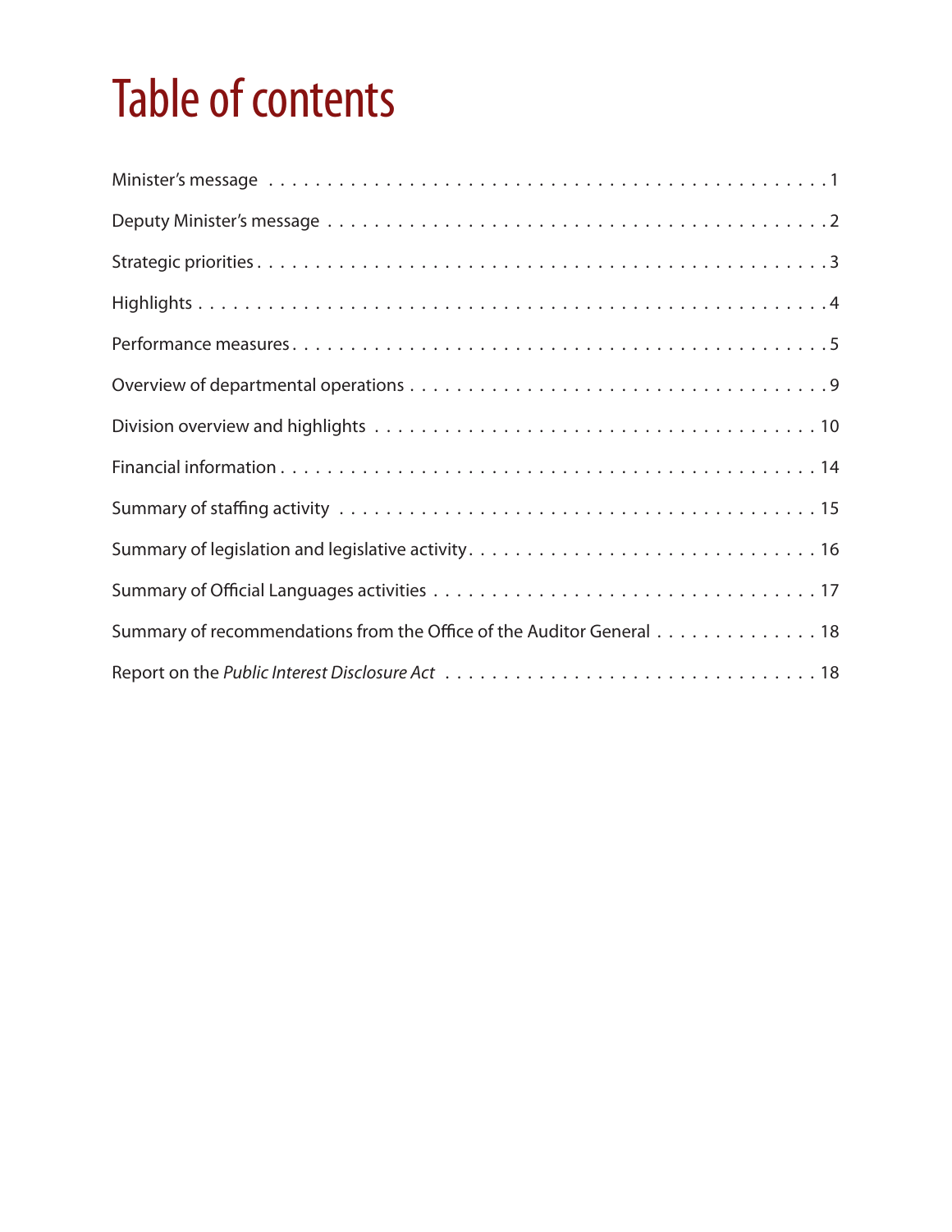# Table of contents

Minister's message . . . . . . . . . . . . . . . . . . . . . . . . . . . . . . . . . . . . . . . . . . . . . 1

Deputy Minister's message . . . . . . . . . . . . . . . . . . . . . . . . . . . . . . . . . . . . . . . . . 2

Strategic priorities . . . . . . . . . . . . . . . . . . . . . . . . . . . . . . . . . . . . . . . . . . . . . . 3

Highlights . . . . . . . . . . . . . . . . . . . . . . . . . . . . . . . . . . . . . . . . . . . . . . . . . . . . 4

Performance measures . . . . . . . . . . . . . . . . . . . . . . . . . . . . . . . . . . . . . . . . . . . . 5

Overview of departmental operations . . . . . . . . . . . . . . . . . . . . . . . . . . . . . . . . . . 9

Division overview and highlights . . . . . . . . . . . . . . . . . . . . . . . . . . . . . . . . . . . . 10

Financial information . . . . . . . . . . . . . . . . . . . . . . . . . . . . . . . . . . . . . . . . . . . . 14

Summary of staffing activity . . . . . . . . . . . . . . . . . . . . . . . . . . . . . . . . . . . . . . . 15

Summary of legislation and legislative activity . . . . . . . . . . . . . . . . . . . . . . . . . . . 16

Summary of Official Languages activities . . . . . . . . . . . . . . . . . . . . . . . . . . . . . . 17

Summary of recommendations from the Office of the Auditor General . . . . . . . . . . . . . 18

Report on the *Public Interest Disclosure Act* . . . . . . . . . . . . . . . . . . . . . . . . . . . . 18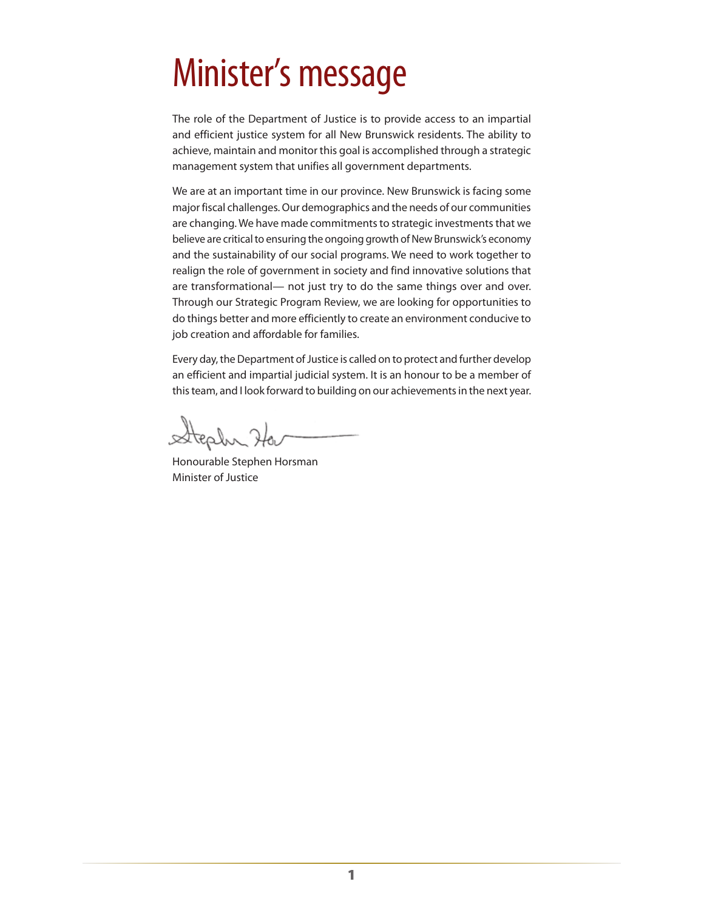# Minister's message

The role of the Department of Justice is to provide access to an impartial and efficient justice system for all New Brunswick residents. The ability to achieve, maintain and monitor this goal is accomplished through a strategic management system that unifies all government departments.

We are at an important time in our province. New Brunswick is facing some major fiscal challenges. Our demographics and the needs of our communities are changing. We have made commitments to strategic investments that we believe are critical to ensuring the ongoing growth of New Brunswick's economy and the sustainability of our social programs. We need to work together to realign the role of government in society and find innovative solutions that are transformational— not just try to do the same things over and over. Through our Strategic Program Review, we are looking for opportunities to do things better and more efficiently to create an environment conducive to job creation and affordable for families.

Every day, the Department of Justice is called on to protect and further develop an efficient and impartial judicial system. It is an honour to be a member of this team, and I look forward to building on our achievements in the next year.

Honourable Stephen Horsman
Minister of Justice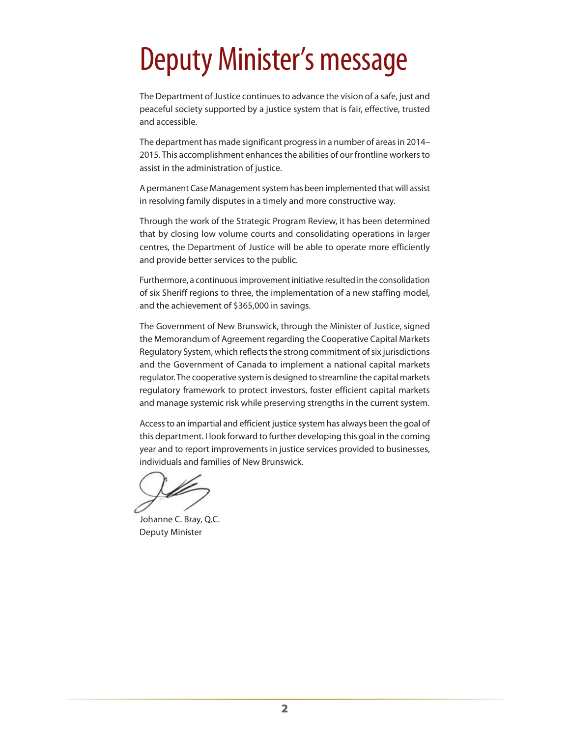# Deputy Minister's message

The Department of Justice continues to advance the vision of a safe, just and peaceful society supported by a justice system that is fair, effective, trusted and accessible.

The department has made significant progress in a number of areas in 2014–2015. This accomplishment enhances the abilities of our frontline workers to assist in the administration of justice.

A permanent Case Management system has been implemented that will assist in resolving family disputes in a timely and more constructive way.

Through the work of the Strategic Program Review, it has been determined that by closing low volume courts and consolidating operations in larger centres, the Department of Justice will be able to operate more efficiently and provide better services to the public.

Furthermore, a continuous improvement initiative resulted in the consolidation of six Sheriff regions to three, the implementation of a new staffing model, and the achievement of $365,000 in savings.

The Government of New Brunswick, through the Minister of Justice, signed the Memorandum of Agreement regarding the Cooperative Capital Markets Regulatory System, which reflects the strong commitment of six jurisdictions and the Government of Canada to implement a national capital markets regulator. The cooperative system is designed to streamline the capital markets regulatory framework to protect investors, foster efficient capital markets and manage systemic risk while preserving strengths in the current system.

Access to an impartial and efficient justice system has always been the goal of this department. I look forward to further developing this goal in the coming year and to report improvements in justice services provided to businesses, individuals and families of New Brunswick.

Johanne C. Bray, Q.C.
Deputy Minister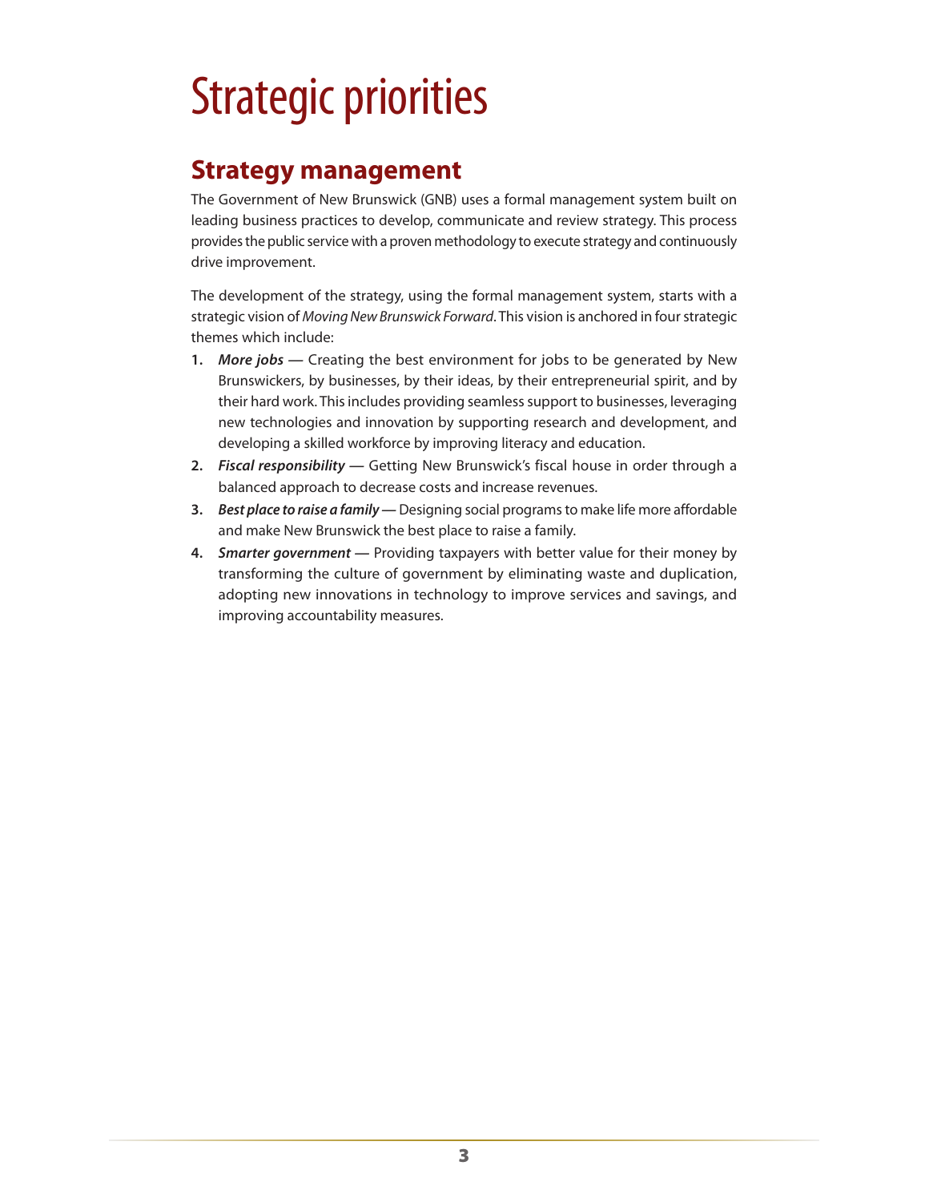# Strategic priorities

## Strategy management

The Government of New Brunswick (GNB) uses a formal management system built on leading business practices to develop, communicate and review strategy. This process provides the public service with a proven methodology to execute strategy and continuously drive improvement.

The development of the strategy, using the formal management system, starts with a strategic vision of *Moving New Brunswick Forward*. This vision is anchored in four strategic themes which include:

1. ***More jobs*** — Creating the best environment for jobs to be generated by New Brunswickers, by businesses, by their ideas, by their entrepreneurial spirit, and by their hard work. This includes providing seamless support to businesses, leveraging new technologies and innovation by supporting research and development, and developing a skilled workforce by improving literacy and education.
2. ***Fiscal responsibility*** — Getting New Brunswick's fiscal house in order through a balanced approach to decrease costs and increase revenues.
3. ***Best place to raise a family*** — Designing social programs to make life more affordable and make New Brunswick the best place to raise a family.
4. ***Smarter government*** — Providing taxpayers with better value for their money by transforming the culture of government by eliminating waste and duplication, adopting new innovations in technology to improve services and savings, and improving accountability measures.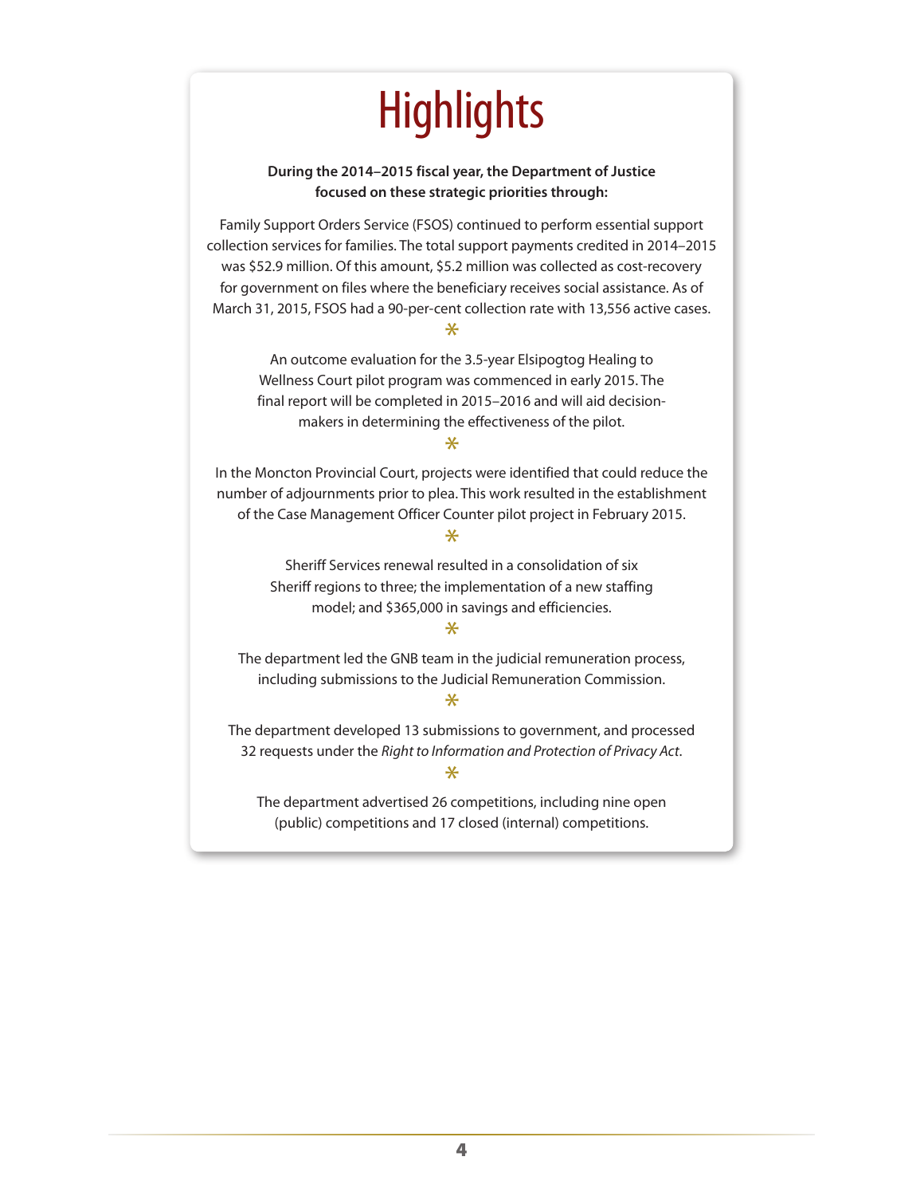# Highlights

**During the 2014–2015 fiscal year, the Department of Justice focused on these strategic priorities through:**

Family Support Orders Service (FSOS) continued to perform essential support collection services for families. The total support payments credited in 2014–2015 was $52.9 million. Of this amount, $5.2 million was collected as cost-recovery for government on files where the beneficiary receives social assistance. As of March 31, 2015, FSOS had a 90-per-cent collection rate with 13,556 active cases.

*

An outcome evaluation for the 3.5-year Elsipogtog Healing to Wellness Court pilot program was commenced in early 2015. The final report will be completed in 2015–2016 and will aid decision-makers in determining the effectiveness of the pilot.

*

In the Moncton Provincial Court, projects were identified that could reduce the number of adjournments prior to plea. This work resulted in the establishment of the Case Management Officer Counter pilot project in February 2015.

*

Sheriff Services renewal resulted in a consolidation of six Sheriff regions to three; the implementation of a new staffing model; and $365,000 in savings and efficiencies.

*

The department led the GNB team in the judicial remuneration process, including submissions to the Judicial Remuneration Commission.

*

The department developed 13 submissions to government, and processed 32 requests under the *Right to Information and Protection of Privacy Act*.

*

The department advertised 26 competitions, including nine open (public) competitions and 17 closed (internal) competitions.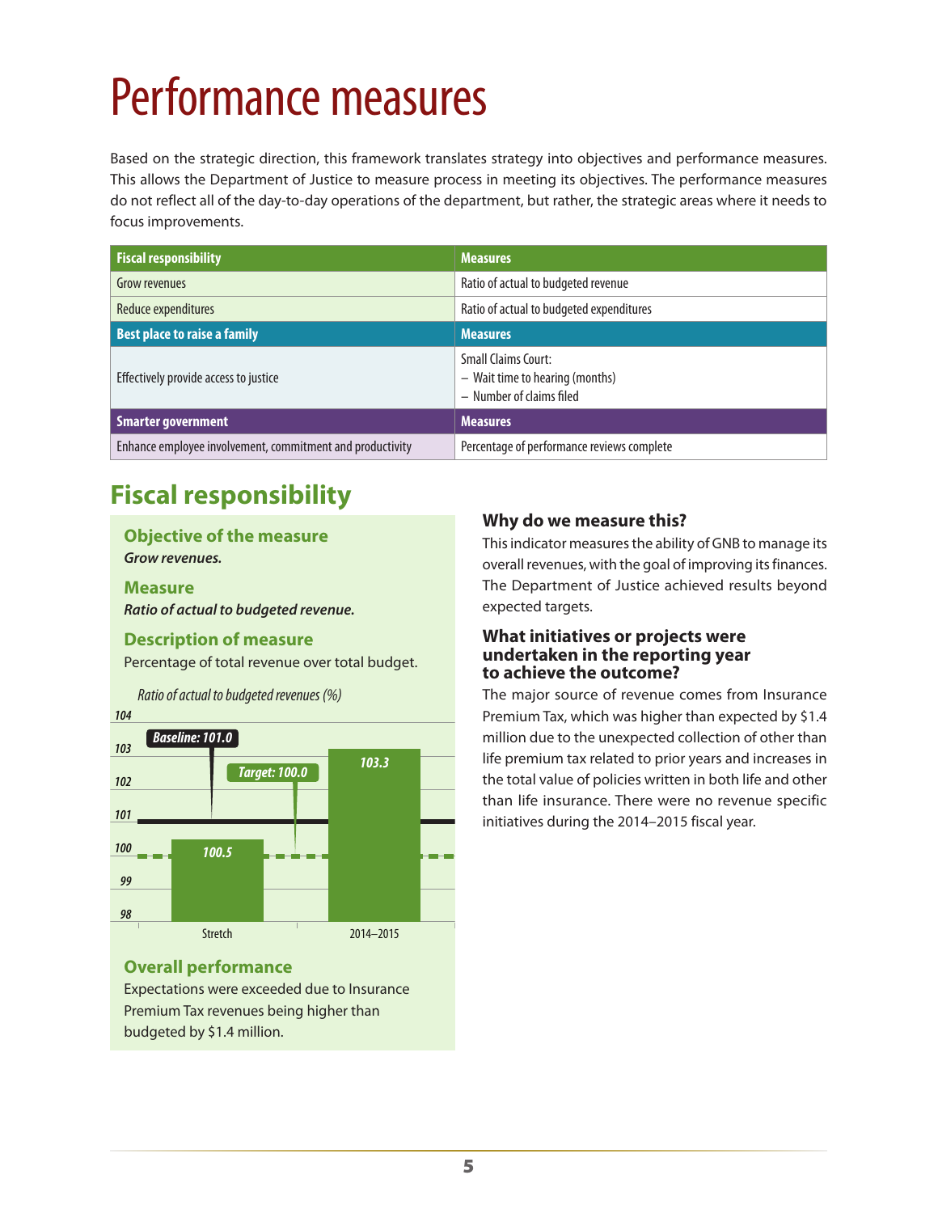# Performance measures

Based on the strategic direction, this framework translates strategy into objectives and performance measures. This allows the Department of Justice to measure process in meeting its objectives. The performance measures do not reflect all of the day-to-day operations of the department, but rather, the strategic areas where it needs to focus improvements.

| Fiscal responsibility | Measures |
|---|---|
| Grow revenues | Ratio of actual to budgeted revenue |
| Reduce expenditures | Ratio of actual to budgeted expenditures |
| **Best place to raise a family** | **Measures** |
| Effectively provide access to justice | Small Claims Court:<br>– Wait time to hearing (months)<br>– Number of claims filed |
| **Smarter government** | **Measures** |
| Enhance employee involvement, commitment and productivity | Percentage of performance reviews complete |

## Fiscal responsibility

### Objective of the measure

***Grow revenues.***

### Measure

***Ratio of actual to budgeted revenue.***

### Description of measure

Percentage of total revenue over total budget.

*Ratio of actual to budgeted revenues (%)*

| | Stretch | 2014–2015 |
|---|---|---|
| Ratio (%) | 100.5 | 103.3 |

Baseline: 101.0
Target: 100.0

### Overall performance

Expectations were exceeded due to Insurance Premium Tax revenues being higher than budgeted by $1.4 million.

### Why do we measure this?

This indicator measures the ability of GNB to manage its overall revenues, with the goal of improving its finances. The Department of Justice achieved results beyond expected targets.

### What initiatives or projects were undertaken in the reporting year to achieve the outcome?

The major source of revenue comes from Insurance Premium Tax, which was higher than expected by $1.4 million due to the unexpected collection of other than life premium tax related to prior years and increases in the total value of policies written in both life and other than life insurance. There were no revenue specific initiatives during the 2014–2015 fiscal year.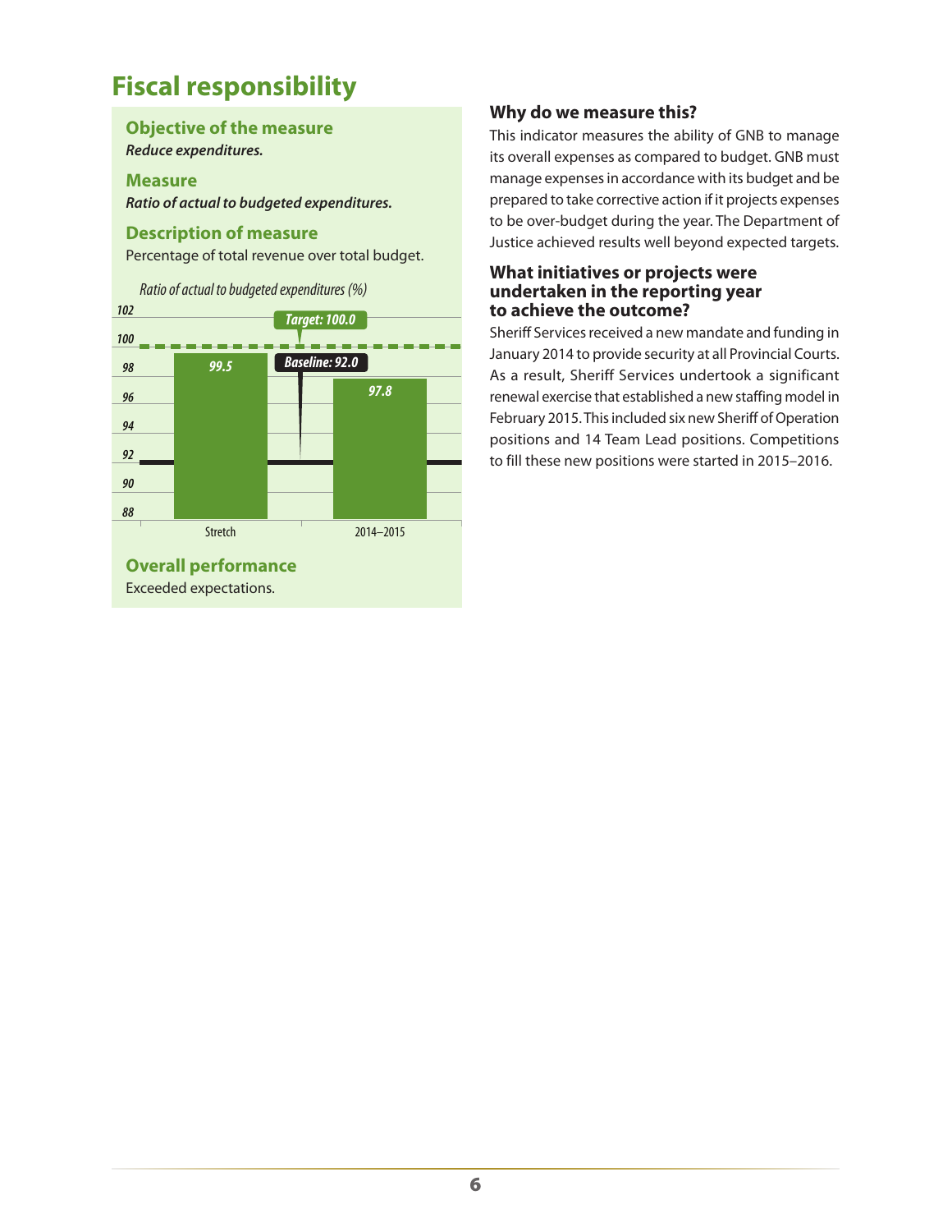# Fiscal responsibility

## Objective of the measure

***Reduce expenditures.***

## Measure

***Ratio of actual to budgeted expenditures.***

## Description of measure

Percentage of total revenue over total budget.

*Ratio of actual to budgeted expenditures (%)*

| | Stretch | 2014–2015 |
|---|---|---|
| Ratio (%) | 99.5 | 97.8 |

Target: 100.0
Baseline: 92.0

## Overall performance

Exceeded expectations.

### Why do we measure this?

This indicator measures the ability of GNB to manage its overall expenses as compared to budget. GNB must manage expenses in accordance with its budget and be prepared to take corrective action if it projects expenses to be over-budget during the year. The Department of Justice achieved results well beyond expected targets.

### What initiatives or projects were undertaken in the reporting year to achieve the outcome?

Sheriff Services received a new mandate and funding in January 2014 to provide security at all Provincial Courts. As a result, Sheriff Services undertook a significant renewal exercise that established a new staffing model in February 2015. This included six new Sheriff of Operation positions and 14 Team Lead positions. Competitions to fill these new positions were started in 2015–2016.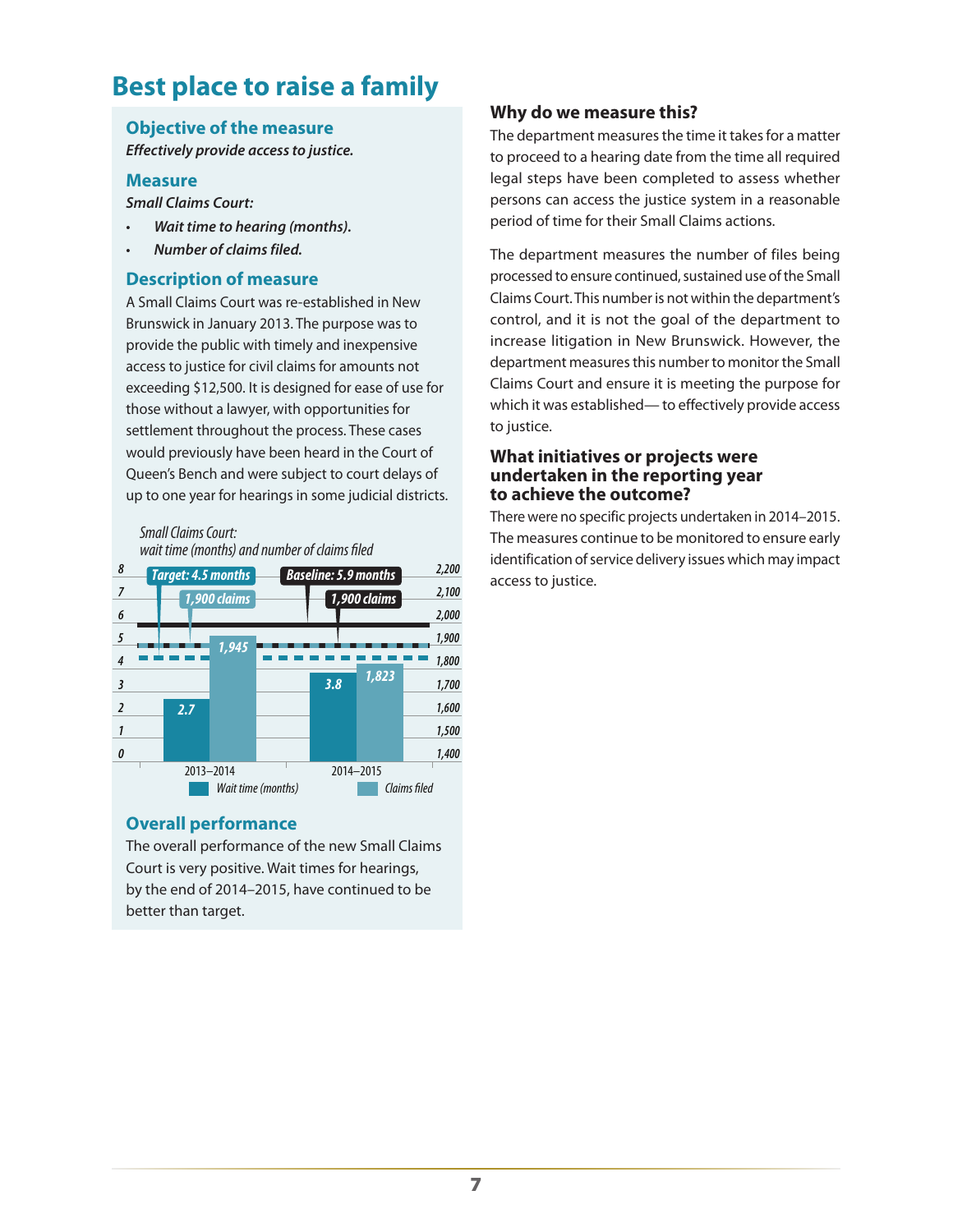# Best place to raise a family

## Objective of the measure

***Effectively provide access to justice.***

## Measure

***Small Claims Court:***

- ***Wait time to hearing (months).***
- ***Number of claims filed.***

## Description of measure

A Small Claims Court was re-established in New Brunswick in January 2013. The purpose was to provide the public with timely and inexpensive access to justice for civil claims for amounts not exceeding $12,500. It is designed for ease of use for those without a lawyer, with opportunities for settlement throughout the process. These cases would previously have been heard in the Court of Queen's Bench and were subject to court delays of up to one year for hearings in some judicial districts.

*Small Claims Court: wait time (months) and number of claims filed*

| | Wait time (months) | Claims filed |
|---|---|---|
| 2013–2014 | 2.7 | 1,945 |
| 2014–2015 | 3.8 | 1,823 |

Target: 4.5 months; 1,900 claims. Baseline: 5.9 months; 1,900 claims.

## Overall performance

The overall performance of the new Small Claims Court is very positive. Wait times for hearings, by the end of 2014–2015, have continued to be better than target.

### Why do we measure this?

The department measures the time it takes for a matter to proceed to a hearing date from the time all required legal steps have been completed to assess whether persons can access the justice system in a reasonable period of time for their Small Claims actions.

The department measures the number of files being processed to ensure continued, sustained use of the Small Claims Court. This number is not within the department's control, and it is not the goal of the department to increase litigation in New Brunswick. However, the department measures this number to monitor the Small Claims Court and ensure it is meeting the purpose for which it was established— to effectively provide access to justice.

### What initiatives or projects were undertaken in the reporting year to achieve the outcome?

There were no specific projects undertaken in 2014–2015. The measures continue to be monitored to ensure early identification of service delivery issues which may impact access to justice.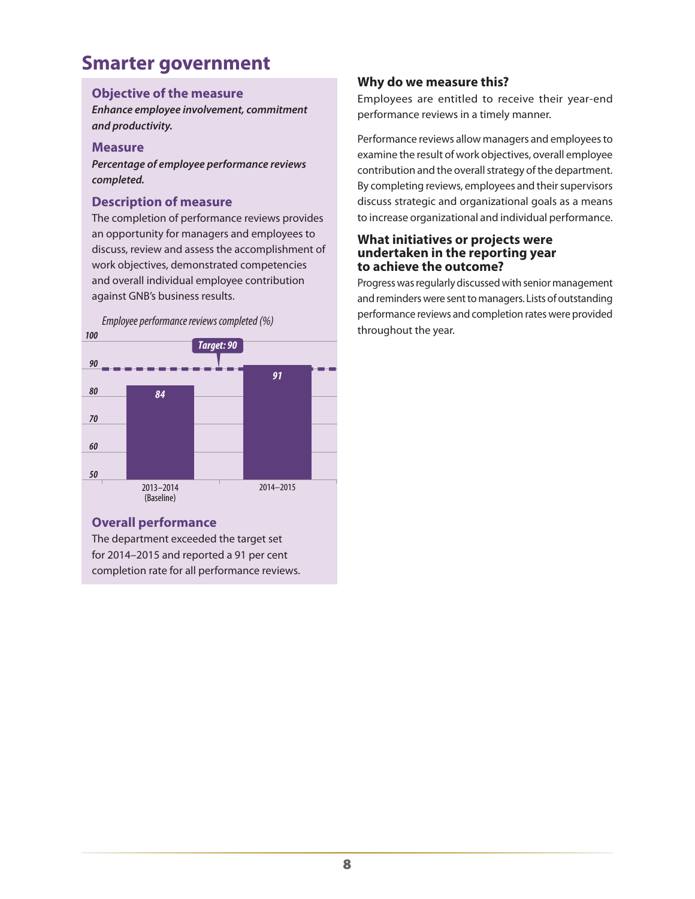# Smarter government

## Objective of the measure

***Enhance employee involvement, commitment and productivity.***

## Measure

***Percentage of employee performance reviews completed.***

## Description of measure

The completion of performance reviews provides an opportunity for managers and employees to discuss, review and assess the accomplishment of work objectives, demonstrated competencies and overall individual employee contribution against GNB's business results.

*Employee performance reviews completed (%)*

| Year | Employee performance reviews completed (%) |
|---|---|
| 2013–2014 (Baseline) | 84 |
| 2014–2015 | 91 |

Target: 90

## Overall performance

The department exceeded the target set for 2014–2015 and reported a 91 per cent completion rate for all performance reviews.

### Why do we measure this?

Employees are entitled to receive their year-end performance reviews in a timely manner.

Performance reviews allow managers and employees to examine the result of work objectives, overall employee contribution and the overall strategy of the department. By completing reviews, employees and their supervisors discuss strategic and organizational goals as a means to increase organizational and individual performance.

### What initiatives or projects were undertaken in the reporting year to achieve the outcome?

Progress was regularly discussed with senior management and reminders were sent to managers. Lists of outstanding performance reviews and completion rates were provided throughout the year.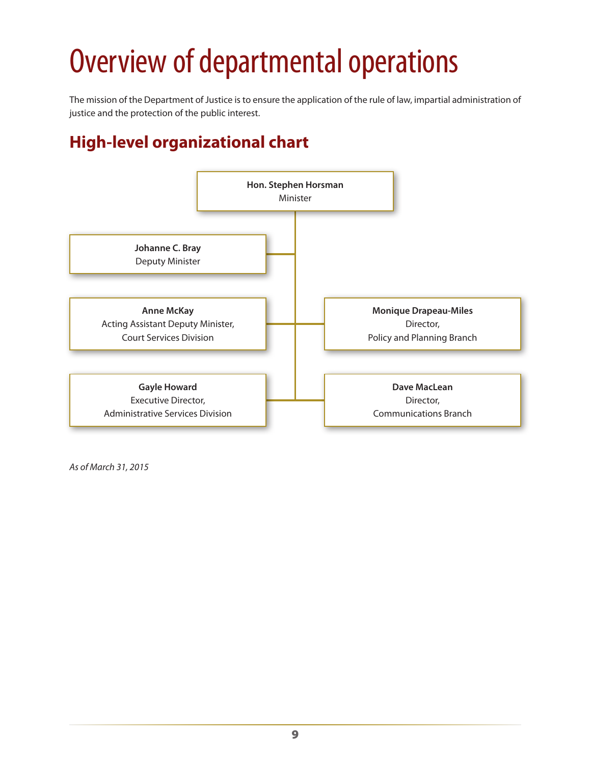# Overview of departmental operations

The mission of the Department of Justice is to ensure the application of the rule of law, impartial administration of justice and the protection of the public interest.

## High-level organizational chart

**Hon. Stephen Horsman**
Minister

**Johanne C. Bray**
Deputy Minister

**Anne McKay**
Acting Assistant Deputy Minister,
Court Services Division

**Monique Drapeau-Miles**
Director,
Policy and Planning Branch

**Gayle Howard**
Executive Director,
Administrative Services Division

**Dave MacLean**
Director,
Communications Branch

*As of March 31, 2015*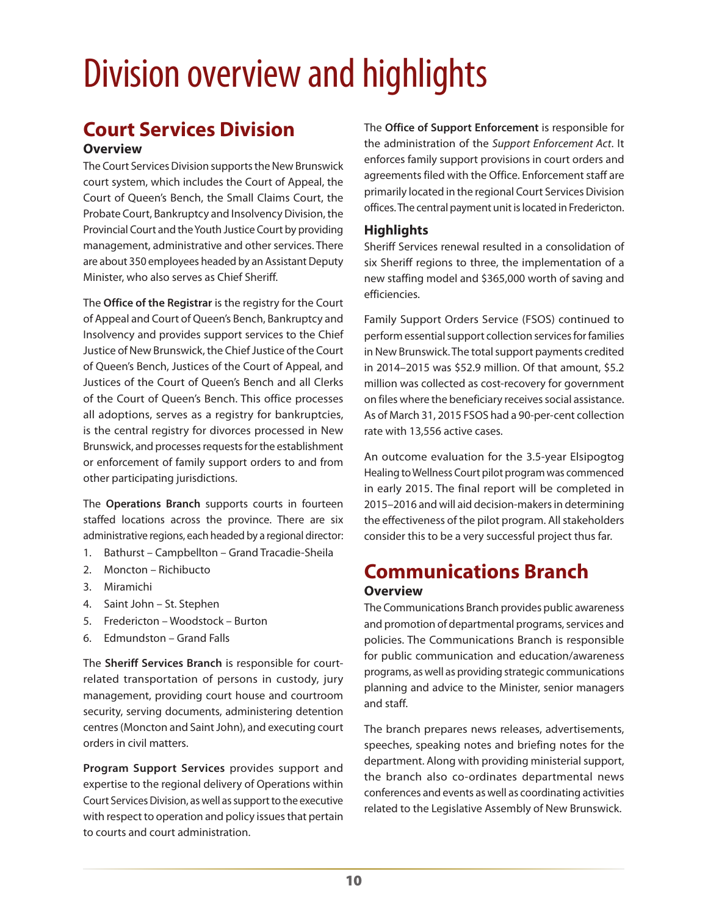# Division overview and highlights

## Court Services Division

### Overview

The Court Services Division supports the New Brunswick court system, which includes the Court of Appeal, the Court of Queen's Bench, the Small Claims Court, the Probate Court, Bankruptcy and Insolvency Division, the Provincial Court and the Youth Justice Court by providing management, administrative and other services. There are about 350 employees headed by an Assistant Deputy Minister, who also serves as Chief Sheriff.

The **Office of the Registrar** is the registry for the Court of Appeal and Court of Queen's Bench, Bankruptcy and Insolvency and provides support services to the Chief Justice of New Brunswick, the Chief Justice of the Court of Queen's Bench, Justices of the Court of Appeal, and Justices of the Court of Queen's Bench and all Clerks of the Court of Queen's Bench. This office processes all adoptions, serves as a registry for bankruptcies, is the central registry for divorces processed in New Brunswick, and processes requests for the establishment or enforcement of family support orders to and from other participating jurisdictions.

The **Operations Branch** supports courts in fourteen staffed locations across the province. There are six administrative regions, each headed by a regional director:

1. Bathurst – Campbellton – Grand Tracadie-Sheila
2. Moncton – Richibucto
3. Miramichi
4. Saint John – St. Stephen
5. Fredericton – Woodstock – Burton
6. Edmundston – Grand Falls

The **Sheriff Services Branch** is responsible for court-related transportation of persons in custody, jury management, providing court house and courtroom security, serving documents, administering detention centres (Moncton and Saint John), and executing court orders in civil matters.

**Program Support Services** provides support and expertise to the regional delivery of Operations within Court Services Division, as well as support to the executive with respect to operation and policy issues that pertain to courts and court administration.

The **Office of Support Enforcement** is responsible for the administration of the *Support Enforcement Act*. It enforces family support provisions in court orders and agreements filed with the Office. Enforcement staff are primarily located in the regional Court Services Division offices. The central payment unit is located in Fredericton.

### Highlights

Sheriff Services renewal resulted in a consolidation of six Sheriff regions to three, the implementation of a new staffing model and $365,000 worth of saving and efficiencies.

Family Support Orders Service (FSOS) continued to perform essential support collection services for families in New Brunswick. The total support payments credited in 2014–2015 was $52.9 million. Of that amount, $5.2 million was collected as cost-recovery for government on files where the beneficiary receives social assistance. As of March 31, 2015 FSOS had a 90-per-cent collection rate with 13,556 active cases.

An outcome evaluation for the 3.5-year Elsipogtog Healing to Wellness Court pilot program was commenced in early 2015. The final report will be completed in 2015–2016 and will aid decision-makers in determining the effectiveness of the pilot program. All stakeholders consider this to be a very successful project thus far.

## Communications Branch

### Overview

The Communications Branch provides public awareness and promotion of departmental programs, services and policies. The Communications Branch is responsible for public communication and education/awareness programs, as well as providing strategic communications planning and advice to the Minister, senior managers and staff.

The branch prepares news releases, advertisements, speeches, speaking notes and briefing notes for the department. Along with providing ministerial support, the branch also co-ordinates departmental news conferences and events as well as coordinating activities related to the Legislative Assembly of New Brunswick.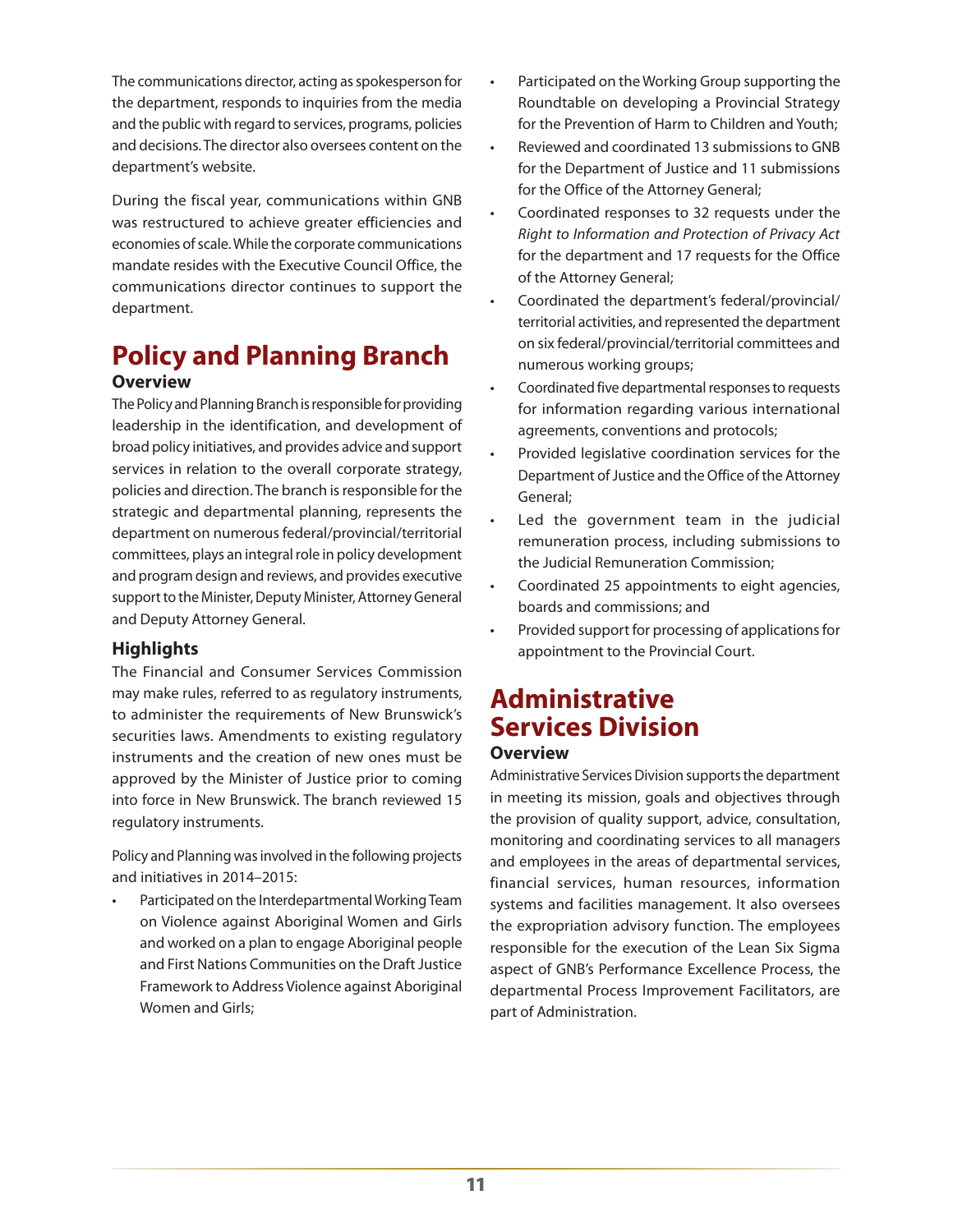The communications director, acting as spokesperson for the department, responds to inquiries from the media and the public with regard to services, programs, policies and decisions. The director also oversees content on the department's website.

During the fiscal year, communications within GNB was restructured to achieve greater efficiencies and economies of scale. While the corporate communications mandate resides with the Executive Council Office, the communications director continues to support the department.

# Policy and Planning Branch

### Overview

The Policy and Planning Branch is responsible for providing leadership in the identification, and development of broad policy initiatives, and provides advice and support services in relation to the overall corporate strategy, policies and direction. The branch is responsible for the strategic and departmental planning, represents the department on numerous federal/provincial/territorial committees, plays an integral role in policy development and program design and reviews, and provides executive support to the Minister, Deputy Minister, Attorney General and Deputy Attorney General.

### Highlights

The Financial and Consumer Services Commission may make rules, referred to as regulatory instruments, to administer the requirements of New Brunswick's securities laws. Amendments to existing regulatory instruments and the creation of new ones must be approved by the Minister of Justice prior to coming into force in New Brunswick. The branch reviewed 15 regulatory instruments.

Policy and Planning was involved in the following projects and initiatives in 2014–2015:

- Participated on the Interdepartmental Working Team on Violence against Aboriginal Women and Girls and worked on a plan to engage Aboriginal people and First Nations Communities on the Draft Justice Framework to Address Violence against Aboriginal Women and Girls;
- Participated on the Working Group supporting the Roundtable on developing a Provincial Strategy for the Prevention of Harm to Children and Youth;
- Reviewed and coordinated 13 submissions to GNB for the Department of Justice and 11 submissions for the Office of the Attorney General;
- Coordinated responses to 32 requests under the *Right to Information and Protection of Privacy Act* for the department and 17 requests for the Office of the Attorney General;
- Coordinated the department's federal/provincial/territorial activities, and represented the department on six federal/provincial/territorial committees and numerous working groups;
- Coordinated five departmental responses to requests for information regarding various international agreements, conventions and protocols;
- Provided legislative coordination services for the Department of Justice and the Office of the Attorney General;
- Led the government team in the judicial remuneration process, including submissions to the Judicial Remuneration Commission;
- Coordinated 25 appointments to eight agencies, boards and commissions; and
- Provided support for processing of applications for appointment to the Provincial Court.

# Administrative Services Division

### Overview

Administrative Services Division supports the department in meeting its mission, goals and objectives through the provision of quality support, advice, consultation, monitoring and coordinating services to all managers and employees in the areas of departmental services, financial services, human resources, information systems and facilities management. It also oversees the expropriation advisory function. The employees responsible for the execution of the Lean Six Sigma aspect of GNB's Performance Excellence Process, the departmental Process Improvement Facilitators, are part of Administration.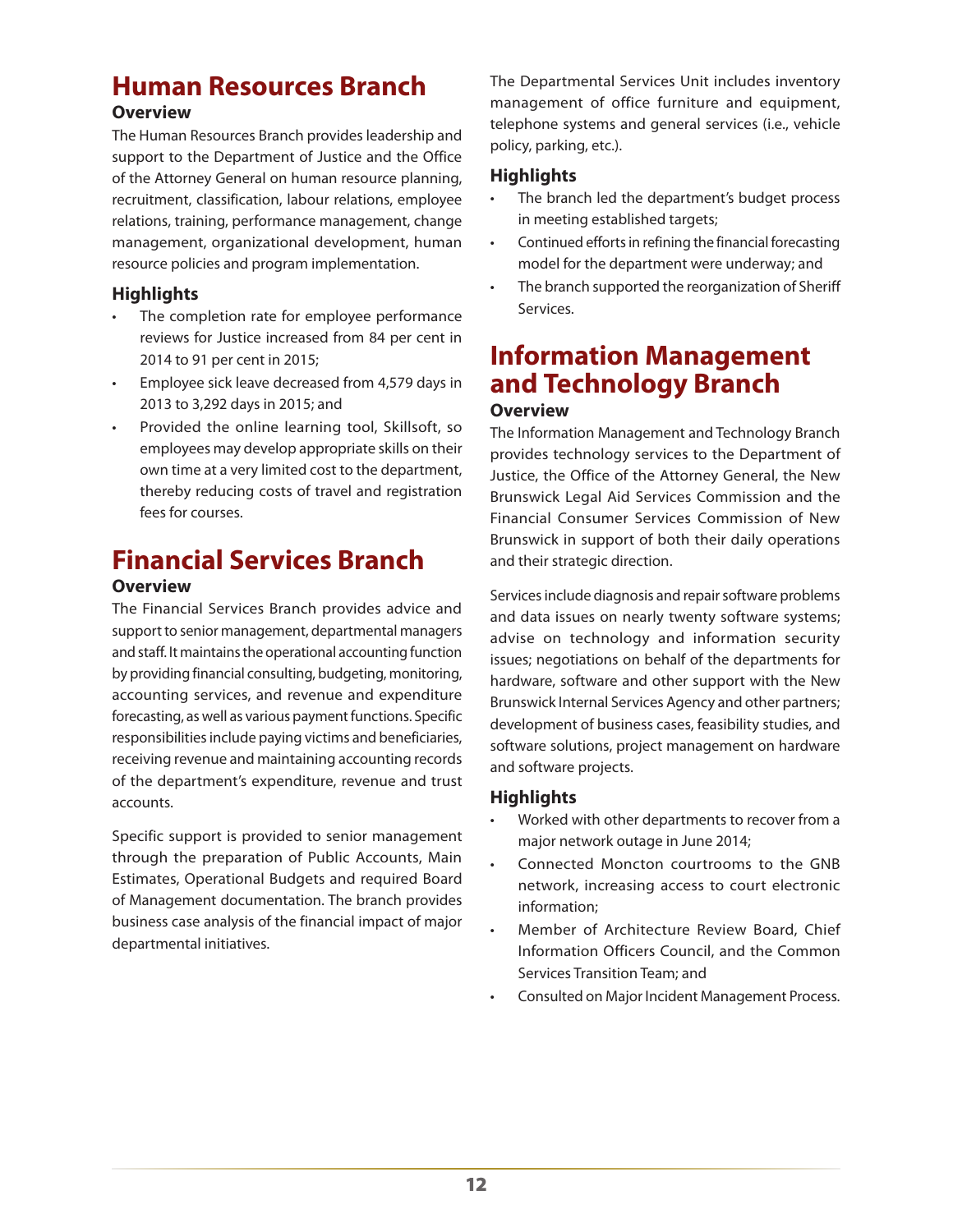## Human Resources Branch

### Overview

The Human Resources Branch provides leadership and support to the Department of Justice and the Office of the Attorney General on human resource planning, recruitment, classification, labour relations, employee relations, training, performance management, change management, organizational development, human resource policies and program implementation.

### Highlights

- The completion rate for employee performance reviews for Justice increased from 84 per cent in 2014 to 91 per cent in 2015;
- Employee sick leave decreased from 4,579 days in 2013 to 3,292 days in 2015; and
- Provided the online learning tool, Skillsoft, so employees may develop appropriate skills on their own time at a very limited cost to the department, thereby reducing costs of travel and registration fees for courses.

## Financial Services Branch

### Overview

The Financial Services Branch provides advice and support to senior management, departmental managers and staff. It maintains the operational accounting function by providing financial consulting, budgeting, monitoring, accounting services, and revenue and expenditure forecasting, as well as various payment functions. Specific responsibilities include paying victims and beneficiaries, receiving revenue and maintaining accounting records of the department's expenditure, revenue and trust accounts.

Specific support is provided to senior management through the preparation of Public Accounts, Main Estimates, Operational Budgets and required Board of Management documentation. The branch provides business case analysis of the financial impact of major departmental initiatives.

The Departmental Services Unit includes inventory management of office furniture and equipment, telephone systems and general services (i.e., vehicle policy, parking, etc.).

### Highlights

- The branch led the department's budget process in meeting established targets;
- Continued efforts in refining the financial forecasting model for the department were underway; and
- The branch supported the reorganization of Sheriff Services.

## Information Management and Technology Branch

### Overview

The Information Management and Technology Branch provides technology services to the Department of Justice, the Office of the Attorney General, the New Brunswick Legal Aid Services Commission and the Financial Consumer Services Commission of New Brunswick in support of both their daily operations and their strategic direction.

Services include diagnosis and repair software problems and data issues on nearly twenty software systems; advise on technology and information security issues; negotiations on behalf of the departments for hardware, software and other support with the New Brunswick Internal Services Agency and other partners; development of business cases, feasibility studies, and software solutions, project management on hardware and software projects.

### Highlights

- Worked with other departments to recover from a major network outage in June 2014;
- Connected Moncton courtrooms to the GNB network, increasing access to court electronic information;
- Member of Architecture Review Board, Chief Information Officers Council, and the Common Services Transition Team; and
- Consulted on Major Incident Management Process.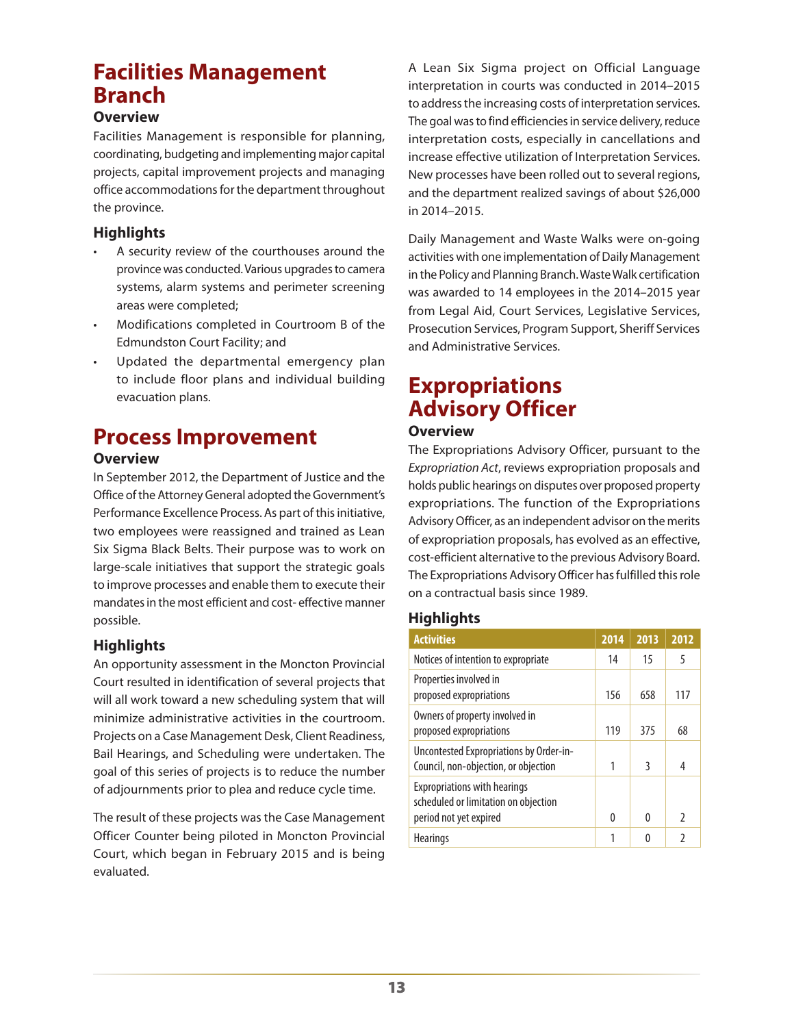# Facilities Management Branch

### Overview

Facilities Management is responsible for planning, coordinating, budgeting and implementing major capital projects, capital improvement projects and managing office accommodations for the department throughout the province.

### Highlights

- A security review of the courthouses around the province was conducted. Various upgrades to camera systems, alarm systems and perimeter screening areas were completed;
- Modifications completed in Courtroom B of the Edmundston Court Facility; and
- Updated the departmental emergency plan to include floor plans and individual building evacuation plans.

# Process Improvement

### Overview

In September 2012, the Department of Justice and the Office of the Attorney General adopted the Government's Performance Excellence Process. As part of this initiative, two employees were reassigned and trained as Lean Six Sigma Black Belts. Their purpose was to work on large-scale initiatives that support the strategic goals to improve processes and enable them to execute their mandates in the most efficient and cost- effective manner possible.

### Highlights

An opportunity assessment in the Moncton Provincial Court resulted in identification of several projects that will all work toward a new scheduling system that will minimize administrative activities in the courtroom. Projects on a Case Management Desk, Client Readiness, Bail Hearings, and Scheduling were undertaken. The goal of this series of projects is to reduce the number of adjournments prior to plea and reduce cycle time.

The result of these projects was the Case Management Officer Counter being piloted in Moncton Provincial Court, which began in February 2015 and is being evaluated.

A Lean Six Sigma project on Official Language interpretation in courts was conducted in 2014–2015 to address the increasing costs of interpretation services. The goal was to find efficiencies in service delivery, reduce interpretation costs, especially in cancellations and increase effective utilization of Interpretation Services. New processes have been rolled out to several regions, and the department realized savings of about $26,000 in 2014–2015.

Daily Management and Waste Walks were on-going activities with one implementation of Daily Management in the Policy and Planning Branch. Waste Walk certification was awarded to 14 employees in the 2014–2015 year from Legal Aid, Court Services, Legislative Services, Prosecution Services, Program Support, Sheriff Services and Administrative Services.

# Expropriations Advisory Officer

### Overview

The Expropriations Advisory Officer, pursuant to the *Expropriation Act*, reviews expropriation proposals and holds public hearings on disputes over proposed property expropriations. The function of the Expropriations Advisory Officer, as an independent advisor on the merits of expropriation proposals, has evolved as an effective, cost-efficient alternative to the previous Advisory Board. The Expropriations Advisory Officer has fulfilled this role on a contractual basis since 1989.

### Highlights

| Activities | 2014 | 2013 | 2012 |
| --- | --- | --- | --- |
| Notices of intention to expropriate | 14 | 15 | 5 |
| Properties involved in proposed expropriations | 156 | 658 | 117 |
| Owners of property involved in proposed expropriations | 119 | 375 | 68 |
| Uncontested Expropriations by Order-in-Council, non-objection, or objection | 1 | 3 | 4 |
| Expropriations with hearings scheduled or limitation on objection period not yet expired | 0 | 0 | 2 |
| Hearings | 1 | 0 | 2 |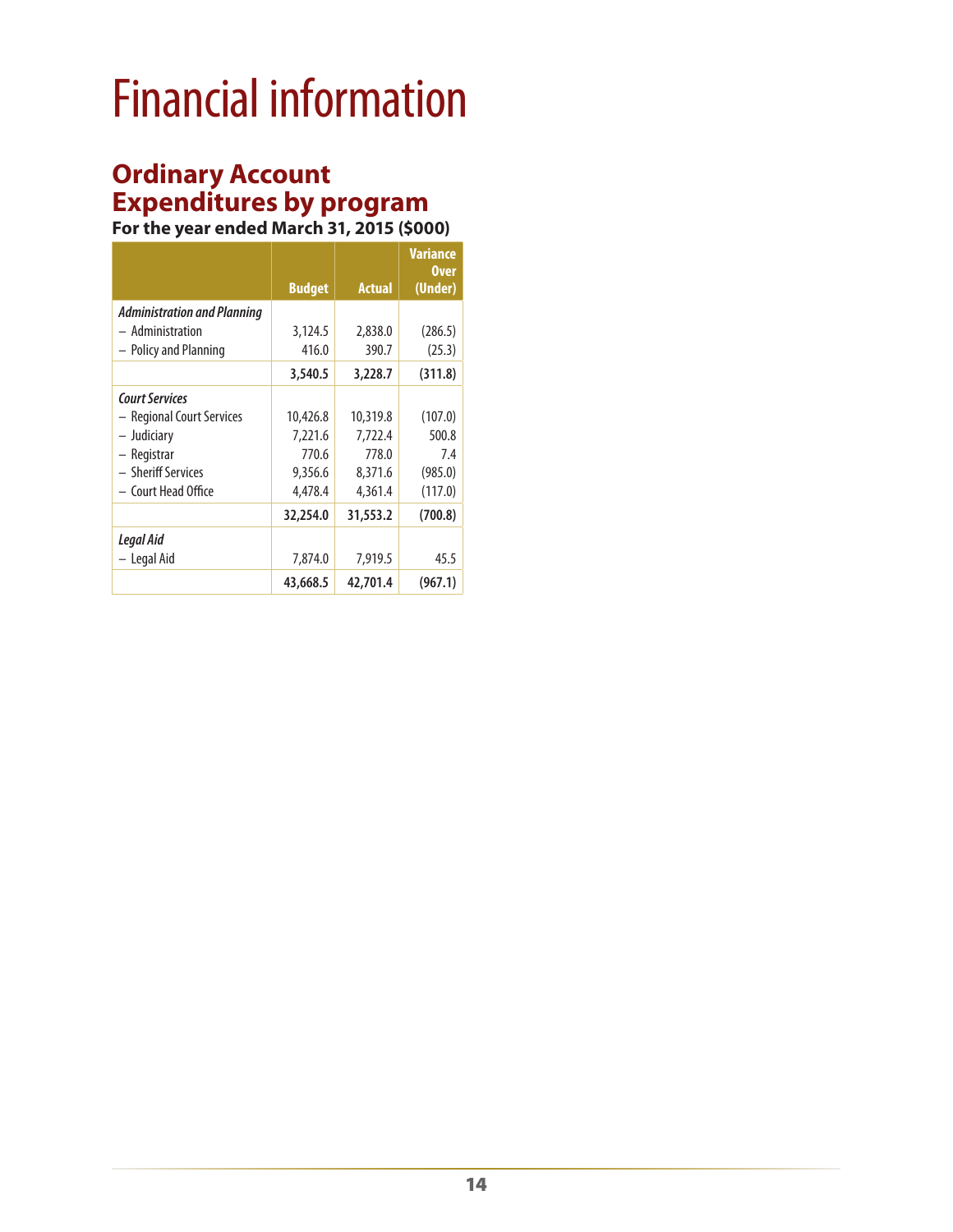# Financial information

## Ordinary Account Expenditures by program

**For the year ended March 31, 2015 ($000)**

| | Budget | Actual | Variance Over (Under) |
|---|---|---|---|
| *Administration and Planning* | | | |
| – Administration | 3,124.5 | 2,838.0 | (286.5) |
| – Policy and Planning | 416.0 | 390.7 | (25.3) |
| | **3,540.5** | **3,228.7** | **(311.8)** |
| *Court Services* | | | |
| – Regional Court Services | 10,426.8 | 10,319.8 | (107.0) |
| – Judiciary | 7,221.6 | 7,722.4 | 500.8 |
| – Registrar | 770.6 | 778.0 | 7.4 |
| – Sheriff Services | 9,356.6 | 8,371.6 | (985.0) |
| – Court Head Office | 4,478.4 | 4,361.4 | (117.0) |
| | **32,254.0** | **31,553.2** | **(700.8)** |
| *Legal Aid* | | | |
| – Legal Aid | 7,874.0 | 7,919.5 | 45.5 |
| | **43,668.5** | **42,701.4** | **(967.1)** |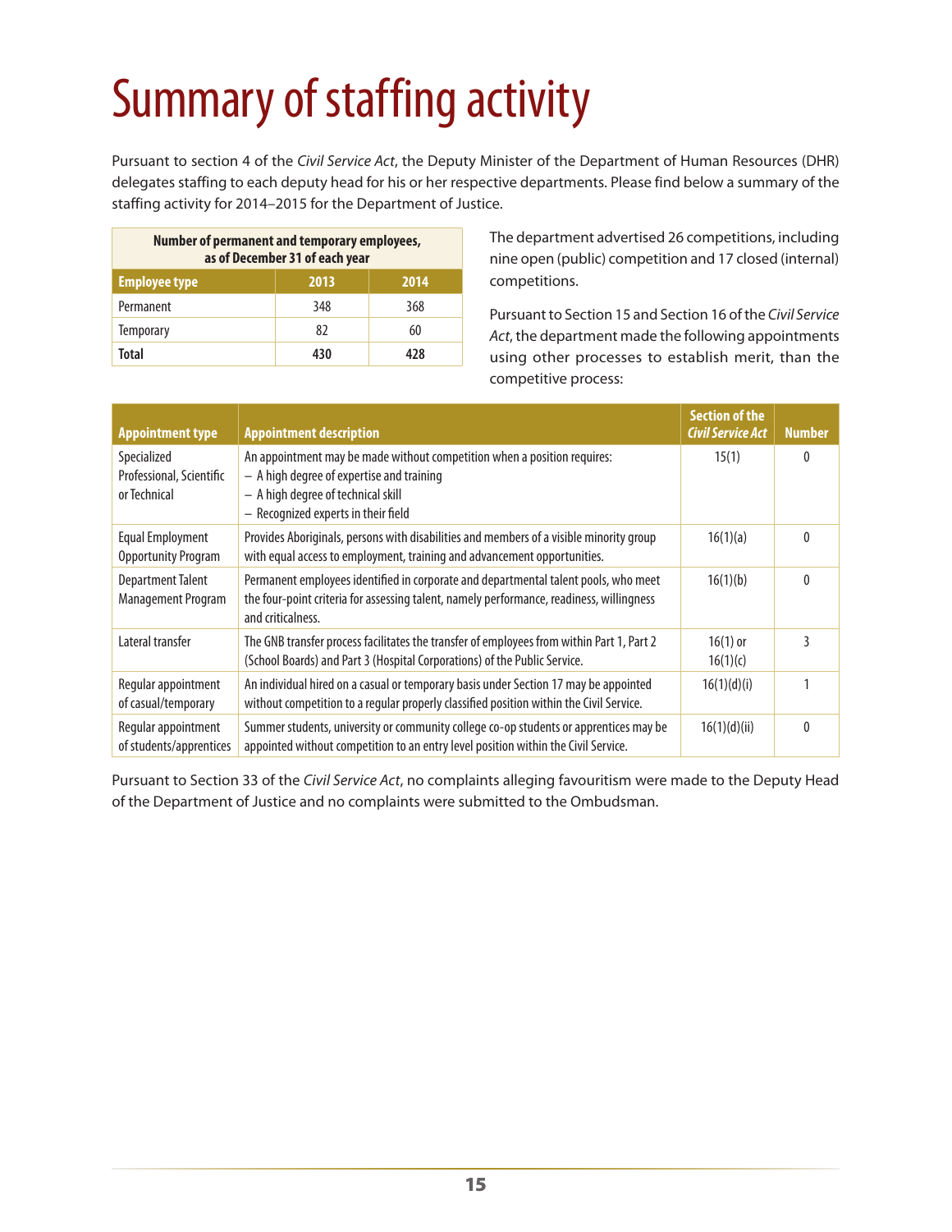# Summary of staffing activity

Pursuant to section 4 of the *Civil Service Act*, the Deputy Minister of the Department of Human Resources (DHR) delegates staffing to each deputy head for his or her respective departments. Please find below a summary of the staffing activity for 2014–2015 for the Department of Justice.

| Number of permanent and temporary employees, as of December 31 of each year | | |
|---|---|---|
| **Employee type** | **2013** | **2014** |
| Permanent | 348 | 368 |
| Temporary | 82 | 60 |
| **Total** | **430** | **428** |

The department advertised 26 competitions, including nine open (public) competition and 17 closed (internal) competitions.

Pursuant to Section 15 and Section 16 of the *Civil Service Act*, the department made the following appointments using other processes to establish merit, than the competitive process:

| Appointment type | Appointment description | Section of the *Civil Service Act* | Number |
|---|---|---|---|
| Specialized Professional, Scientific or Technical | An appointment may be made without competition when a position requires:<br>– A high degree of expertise and training<br>– A high degree of technical skill<br>– Recognized experts in their field | 15(1) | 0 |
| Equal Employment Opportunity Program | Provides Aboriginals, persons with disabilities and members of a visible minority group with equal access to employment, training and advancement opportunities. | 16(1)(a) | 0 |
| Department Talent Management Program | Permanent employees identified in corporate and departmental talent pools, who meet the four-point criteria for assessing talent, namely performance, readiness, willingness and criticalness. | 16(1)(b) | 0 |
| Lateral transfer | The GNB transfer process facilitates the transfer of employees from within Part 1, Part 2 (School Boards) and Part 3 (Hospital Corporations) of the Public Service. | 16(1) or 16(1)(c) | 3 |
| Regular appointment of casual/temporary | An individual hired on a casual or temporary basis under Section 17 may be appointed without competition to a regular properly classified position within the Civil Service. | 16(1)(d)(i) | 1 |
| Regular appointment of students/apprentices | Summer students, university or community college co-op students or apprentices may be appointed without competition to an entry level position within the Civil Service. | 16(1)(d)(ii) | 0 |

Pursuant to Section 33 of the *Civil Service Act*, no complaints alleging favouritism were made to the Deputy Head of the Department of Justice and no complaints were submitted to the Ombudsman.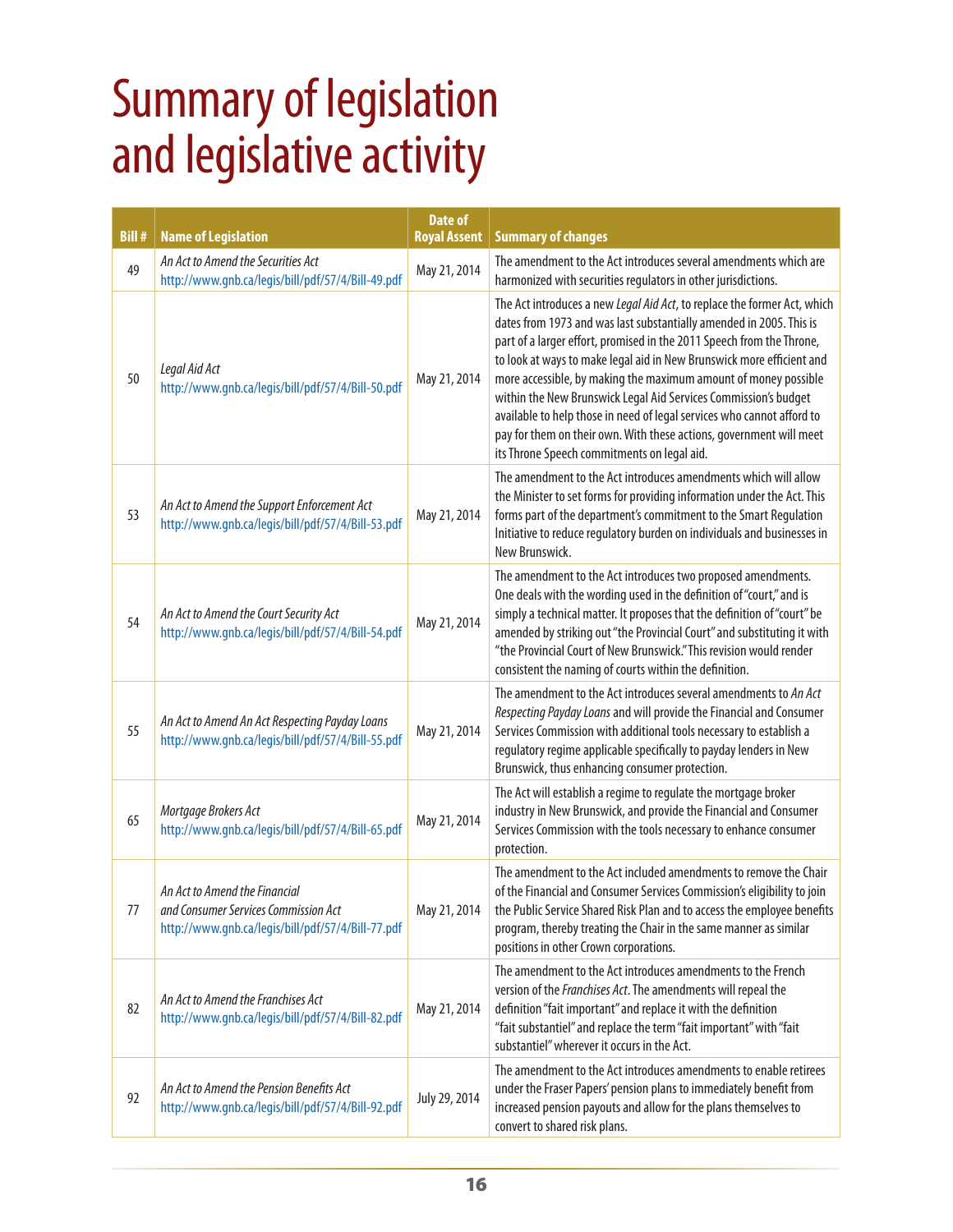# Summary of legislation and legislative activity

| Bill # | Name of Legislation | Date of Royal Assent | Summary of changes |
|---|---|---|---|
| 49 | *An Act to Amend the Securities Act* http://www.gnb.ca/legis/bill/pdf/57/4/Bill-49.pdf | May 21, 2014 | The amendment to the Act introduces several amendments which are harmonized with securities regulators in other jurisdictions. |
| 50 | *Legal Aid Act* http://www.gnb.ca/legis/bill/pdf/57/4/Bill-50.pdf | May 21, 2014 | The Act introduces a new *Legal Aid Act*, to replace the former Act, which dates from 1973 and was last substantially amended in 2005. This is part of a larger effort, promised in the 2011 Speech from the Throne, to look at ways to make legal aid in New Brunswick more efficient and more accessible, by making the maximum amount of money possible within the New Brunswick Legal Aid Services Commission's budget available to help those in need of legal services who cannot afford to pay for them on their own. With these actions, government will meet its Throne Speech commitments on legal aid. |
| 53 | *An Act to Amend the Support Enforcement Act* http://www.gnb.ca/legis/bill/pdf/57/4/Bill-53.pdf | May 21, 2014 | The amendment to the Act introduces amendments which will allow the Minister to set forms for providing information under the Act. This forms part of the department's commitment to the Smart Regulation Initiative to reduce regulatory burden on individuals and businesses in New Brunswick. |
| 54 | *An Act to Amend the Court Security Act* http://www.gnb.ca/legis/bill/pdf/57/4/Bill-54.pdf | May 21, 2014 | The amendment to the Act introduces two proposed amendments. One deals with the wording used in the definition of "court," and is simply a technical matter. It proposes that the definition of "court" be amended by striking out "the Provincial Court" and substituting it with "the Provincial Court of New Brunswick." This revision would render consistent the naming of courts within the definition. |
| 55 | *An Act to Amend An Act Respecting Payday Loans* http://www.gnb.ca/legis/bill/pdf/57/4/Bill-55.pdf | May 21, 2014 | The amendment to the Act introduces several amendments to *An Act Respecting Payday Loans* and will provide the Financial and Consumer Services Commission with additional tools necessary to establish a regulatory regime applicable specifically to payday lenders in New Brunswick, thus enhancing consumer protection. |
| 65 | *Mortgage Brokers Act* http://www.gnb.ca/legis/bill/pdf/57/4/Bill-65.pdf | May 21, 2014 | The Act will establish a regime to regulate the mortgage broker industry in New Brunswick, and provide the Financial and Consumer Services Commission with the tools necessary to enhance consumer protection. |
| 77 | *An Act to Amend the Financial and Consumer Services Commission Act* http://www.gnb.ca/legis/bill/pdf/57/4/Bill-77.pdf | May 21, 2014 | The amendment to the Act included amendments to remove the Chair of the Financial and Consumer Services Commission's eligibility to join the Public Service Shared Risk Plan and to access the employee benefits program, thereby treating the Chair in the same manner as similar positions in other Crown corporations. |
| 82 | *An Act to Amend the Franchises Act* http://www.gnb.ca/legis/bill/pdf/57/4/Bill-82.pdf | May 21, 2014 | The amendment to the Act introduces amendments to the French version of the *Franchises Act*. The amendments will repeal the definition "fait important" and replace it with the definition "fait substantiel" and replace the term "fait important" with "fait substantiel" wherever it occurs in the Act. |
| 92 | *An Act to Amend the Pension Benefits Act* http://www.gnb.ca/legis/bill/pdf/57/4/Bill-92.pdf | July 29, 2014 | The amendment to the Act introduces amendments to enable retirees under the Fraser Papers' pension plans to immediately benefit from increased pension payouts and allow for the plans themselves to convert to shared risk plans. |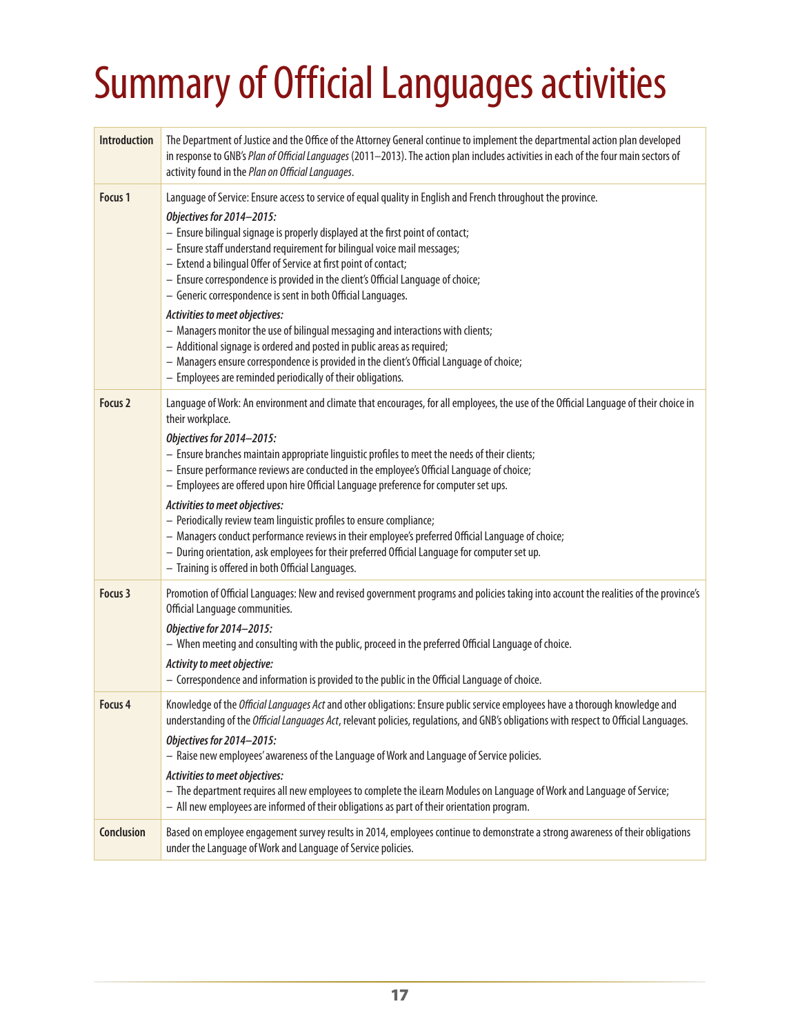# Summary of Official Languages activities

| | |
|---|---|
| **Introduction** | The Department of Justice and the Office of the Attorney General continue to implement the departmental action plan developed in response to GNB's *Plan of Official Languages* (2011–2013). The action plan includes activities in each of the four main sectors of activity found in the *Plan on Official Languages*. |
| **Focus 1** | Language of Service: Ensure access to service of equal quality in English and French throughout the province.<br>***Objectives for 2014–2015:***<br>– Ensure bilingual signage is properly displayed at the first point of contact;<br>– Ensure staff understand requirement for bilingual voice mail messages;<br>– Extend a bilingual Offer of Service at first point of contact;<br>– Ensure correspondence is provided in the client's Official Language of choice;<br>– Generic correspondence is sent in both Official Languages.<br>***Activities to meet objectives:***<br>– Managers monitor the use of bilingual messaging and interactions with clients;<br>– Additional signage is ordered and posted in public areas as required;<br>– Managers ensure correspondence is provided in the client's Official Language of choice;<br>– Employees are reminded periodically of their obligations. |
| **Focus 2** | Language of Work: An environment and climate that encourages, for all employees, the use of the Official Language of their choice in their workplace.<br>***Objectives for 2014–2015:***<br>– Ensure branches maintain appropriate linguistic profiles to meet the needs of their clients;<br>– Ensure performance reviews are conducted in the employee's Official Language of choice;<br>– Employees are offered upon hire Official Language preference for computer set ups.<br>***Activities to meet objectives:***<br>– Periodically review team linguistic profiles to ensure compliance;<br>– Managers conduct performance reviews in their employee's preferred Official Language of choice;<br>– During orientation, ask employees for their preferred Official Language for computer set up.<br>– Training is offered in both Official Languages. |
| **Focus 3** | Promotion of Official Languages: New and revised government programs and policies taking into account the realities of the province's Official Language communities.<br>***Objective for 2014–2015:***<br>– When meeting and consulting with the public, proceed in the preferred Official Language of choice.<br>***Activity to meet objective:***<br>– Correspondence and information is provided to the public in the Official Language of choice. |
| **Focus 4** | Knowledge of the *Official Languages Act* and other obligations: Ensure public service employees have a thorough knowledge and understanding of the *Official Languages Act*, relevant policies, regulations, and GNB's obligations with respect to Official Languages.<br>***Objectives for 2014–2015:***<br>– Raise new employees' awareness of the Language of Work and Language of Service policies.<br>***Activities to meet objectives:***<br>– The department requires all new employees to complete the iLearn Modules on Language of Work and Language of Service;<br>– All new employees are informed of their obligations as part of their orientation program. |
| **Conclusion** | Based on employee engagement survey results in 2014, employees continue to demonstrate a strong awareness of their obligations under the Language of Work and Language of Service policies. |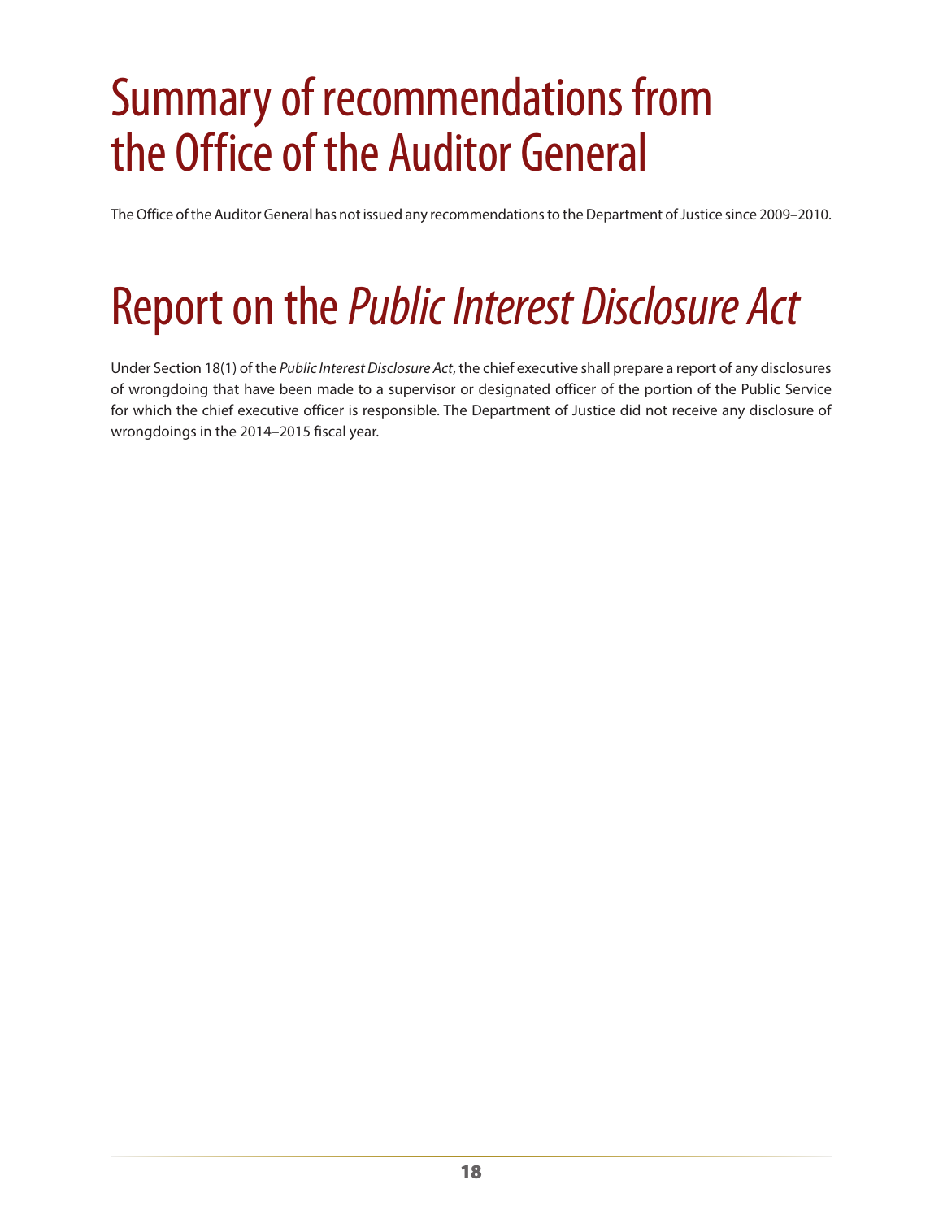# Summary of recommendations from the Office of the Auditor General

The Office of the Auditor General has not issued any recommendations to the Department of Justice since 2009–2010.

# Report on the *Public Interest Disclosure Act*

Under Section 18(1) of the *Public Interest Disclosure Act*, the chief executive shall prepare a report of any disclosures of wrongdoing that have been made to a supervisor or designated officer of the portion of the Public Service for which the chief executive officer is responsible. The Department of Justice did not receive any disclosure of wrongdoings in the 2014–2015 fiscal year.